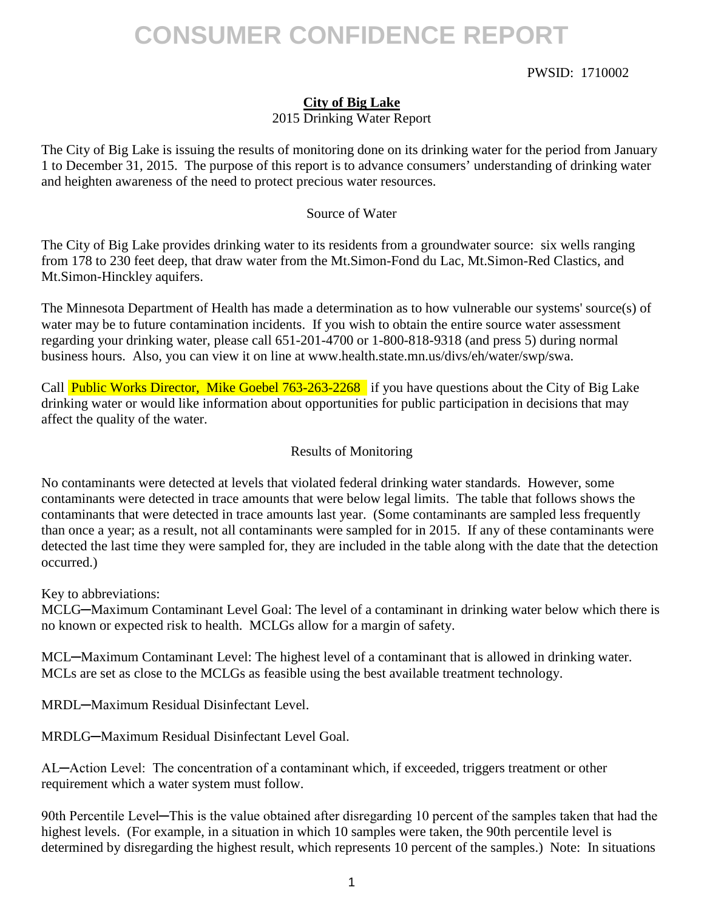# CONSUMER CONFIDENCE REPORT

PWSID: 1710002

**City of Big Lake**

2015 Drinking Water Report

The City of Big Lake is issuing the results of monitoring done on its drinking water for the period from January 1 to December 31, 2015. The purpose of this report is to advance consumers' understanding of drinking water and heighten awareness of the need to protect precious water resources.

## Source of Water

The City of Big Lake provides drinking water to its residents from a groundwater source: six wells ranging from 178 to 230 feet deep, that draw water from the Mt.Simon-Fond du Lac, Mt.Simon-Red Clastics, and Mt.Simon-Hinckley aquifers.

The Minnesota Department of Health has made a determination as to how vulnerable our systems' source(s) of water may be to future contamination incidents. If you wish to obtain the entire source water assessment regarding your drinking water, please call 651-201-4700 or 1-800-818-9318 (and press 5) during normal business hours. Also, you can view it on line at www.health.state.mn.us/divs/eh/water/swp/swa.

Call Public Works Director, Mike Goebel 763-263-2268 if you have questions about the City of Big Lake drinking water or would like information about opportunities for public participation in decisions that may affect the quality of the water.

## Results of Monitoring

No contaminants were detected at levels that violated federal drinking water standards. However, some contaminants were detected in trace amounts that were below legal limits. The table that follows shows the contaminants that were detected in trace amounts last year. (Some contaminants are sampled less frequently than once a year; as a result, not all contaminants were sampled for in 2015. If any of these contaminants were detected the last time they were sampled for, they are included in the table along with the date that the detection occurred.)

Key to abbreviations:

MCLG─Maximum Contaminant Level Goal: The level of a contaminant in drinking water below which there is no known or expected risk to health. MCLGs allow for a margin of safety.

MCL─Maximum Contaminant Level: The highest level of a contaminant that is allowed in drinking water. MCLs are set as close to the MCLGs as feasible using the best available treatment technology.

MRDL─Maximum Residual Disinfectant Level.

MRDLG─Maximum Residual Disinfectant Level Goal.

AL─Action Level: The concentration of a contaminant which, if exceeded, triggers treatment or other requirement which a water system must follow.

90th Percentile Level─This is the value obtained after disregarding 10 percent of the samples taken that had the highest levels. (For example, in a situation in which 10 samples were taken, the 90th percentile level is determined by disregarding the highest result, which represents 10 percent of the samples.) Note: In situations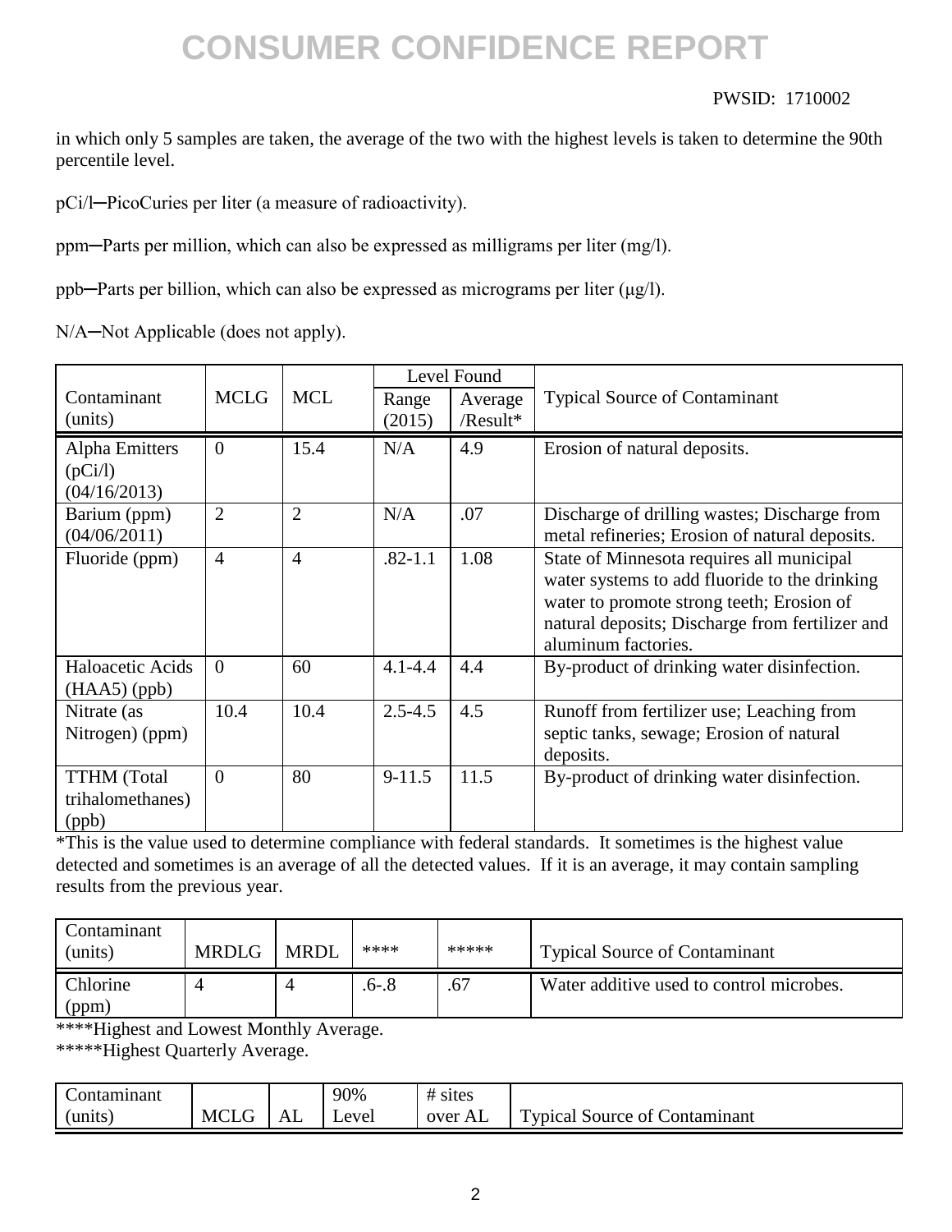# CONSUMER CONFIDENCE REPORT

PWSID: 1710002

in which only 5 samples are taken, the average of the two with the highest levels is taken to determine the 90th percentile level.

pCi/l─PicoCuries per liter (a measure of radioactivity).

ppm─Parts per million, which can also be expressed as milligrams per liter (mg/l).

ppb─Parts per billion, which can also be expressed as micrograms per liter (μg/l).

N/A─Not Applicable (does not apply).

| Contaminant (units) | MCLG | MCL | Level Found | | Typical Source of Contaminant |
|---|---|---|---|---|---|
| | | | Range (2015) | Average /Result* | |
| Alpha Emitters (pCi/l) (04/16/2013) | 0 | 15.4 | N/A | 4.9 | Erosion of natural deposits. |
| Barium (ppm) (04/06/2011) | 2 | 2 | N/A | .07 | Discharge of drilling wastes; Discharge from metal refineries; Erosion of natural deposits. |
| Fluoride (ppm) | 4 | 4 | .82-1.1 | 1.08 | State of Minnesota requires all municipal water systems to add fluoride to the drinking water to promote strong teeth; Erosion of natural deposits; Discharge from fertilizer and aluminum factories. |
| Haloacetic Acids (HAA5) (ppb) | 0 | 60 | 4.1-4.4 | 4.4 | By-product of drinking water disinfection. |
| Nitrate (as Nitrogen) (ppm) | 10.4 | 10.4 | 2.5-4.5 | 4.5 | Runoff from fertilizer use; Leaching from septic tanks, sewage; Erosion of natural deposits. |
| TTHM (Total trihalomethanes) (ppb) | 0 | 80 | 9-11.5 | 11.5 | By-product of drinking water disinfection. |

*This is the value used to determine compliance with federal standards. It sometimes is the highest value detected and sometimes is an average of all the detected values. If it is an average, it may contain sampling results from the previous year.

| Contaminant (units) | MRDLG | MRDL | **** | ***** | Typical Source of Contaminant |
|---|---|---|---|---|---|
| Chlorine (ppm) | 4 | 4 | .6-.8 | .67 | Water additive used to control microbes. |

****Highest and Lowest Monthly Average.

*****Highest Quarterly Average.

| Contaminant (units) | MCLG | AL | 90% Level | # sites over AL | Typical Source of Contaminant |
|---|---|---|---|---|---|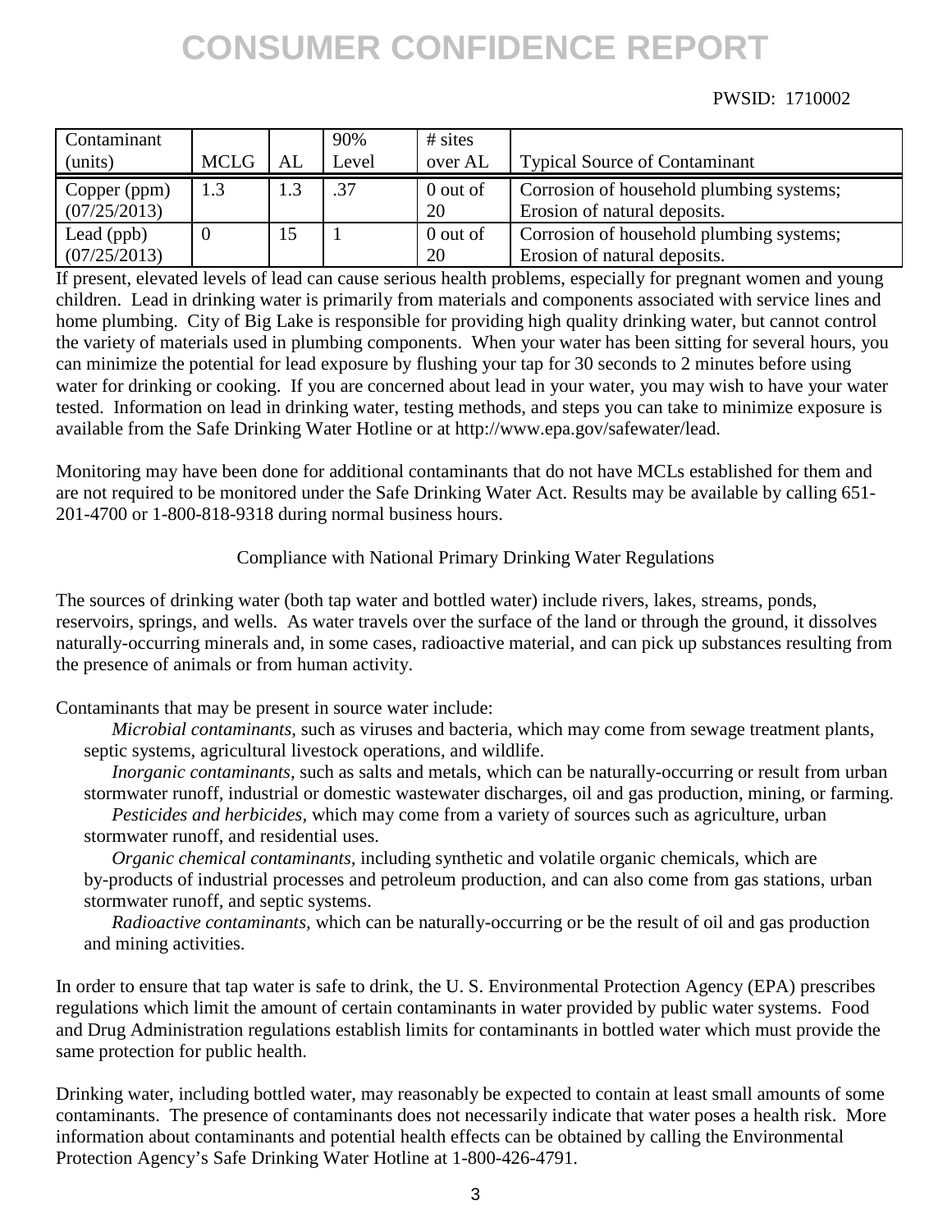# CONSUMER CONFIDENCE REPORT

PWSID: 1710002

| Contaminant (units) | MCLG | AL | 90% Level | # sites over AL | Typical Source of Contaminant |
|---|---|---|---|---|---|
| Copper (ppm) (07/25/2013) | 1.3 | 1.3 | .37 | 0 out of 20 | Corrosion of household plumbing systems; Erosion of natural deposits. |
| Lead (ppb) (07/25/2013) | 0 | 15 | 1 | 0 out of 20 | Corrosion of household plumbing systems; Erosion of natural deposits. |

If present, elevated levels of lead can cause serious health problems, especially for pregnant women and young children. Lead in drinking water is primarily from materials and components associated with service lines and home plumbing. City of Big Lake is responsible for providing high quality drinking water, but cannot control the variety of materials used in plumbing components. When your water has been sitting for several hours, you can minimize the potential for lead exposure by flushing your tap for 30 seconds to 2 minutes before using water for drinking or cooking. If you are concerned about lead in your water, you may wish to have your water tested. Information on lead in drinking water, testing methods, and steps you can take to minimize exposure is available from the Safe Drinking Water Hotline or at http://www.epa.gov/safewater/lead.

Monitoring may have been done for additional contaminants that do not have MCLs established for them and are not required to be monitored under the Safe Drinking Water Act. Results may be available by calling 651-201-4700 or 1-800-818-9318 during normal business hours.

Compliance with National Primary Drinking Water Regulations

The sources of drinking water (both tap water and bottled water) include rivers, lakes, streams, ponds, reservoirs, springs, and wells. As water travels over the surface of the land or through the ground, it dissolves naturally-occurring minerals and, in some cases, radioactive material, and can pick up substances resulting from the presence of animals or from human activity.

Contaminants that may be present in source water include:

*Microbial contaminants,* such as viruses and bacteria, which may come from sewage treatment plants, septic systems, agricultural livestock operations, and wildlife.

*Inorganic contaminants,* such as salts and metals, which can be naturally-occurring or result from urban stormwater runoff, industrial or domestic wastewater discharges, oil and gas production, mining, or farming.

*Pesticides and herbicides,* which may come from a variety of sources such as agriculture, urban stormwater runoff, and residential uses.

*Organic chemical contaminants,* including synthetic and volatile organic chemicals, which are by-products of industrial processes and petroleum production, and can also come from gas stations, urban stormwater runoff, and septic systems.

*Radioactive contaminants,* which can be naturally-occurring or be the result of oil and gas production and mining activities.

In order to ensure that tap water is safe to drink, the U. S. Environmental Protection Agency (EPA) prescribes regulations which limit the amount of certain contaminants in water provided by public water systems. Food and Drug Administration regulations establish limits for contaminants in bottled water which must provide the same protection for public health.

Drinking water, including bottled water, may reasonably be expected to contain at least small amounts of some contaminants. The presence of contaminants does not necessarily indicate that water poses a health risk. More information about contaminants and potential health effects can be obtained by calling the Environmental Protection Agency's Safe Drinking Water Hotline at 1-800-426-4791.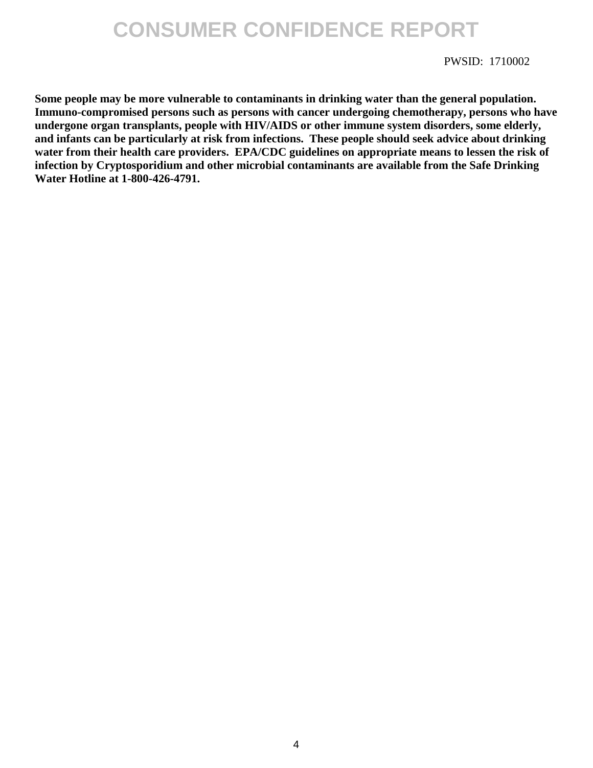# CONSUMER CONFIDENCE REPORT

PWSID: 1710002

**Some people may be more vulnerable to contaminants in drinking water than the general population. Immuno-compromised persons such as persons with cancer undergoing chemotherapy, persons who have undergone organ transplants, people with HIV/AIDS or other immune system disorders, some elderly, and infants can be particularly at risk from infections. These people should seek advice about drinking water from their health care providers. EPA/CDC guidelines on appropriate means to lessen the risk of infection by Cryptosporidium and other microbial contaminants are available from the Safe Drinking Water Hotline at 1-800-426-4791.**